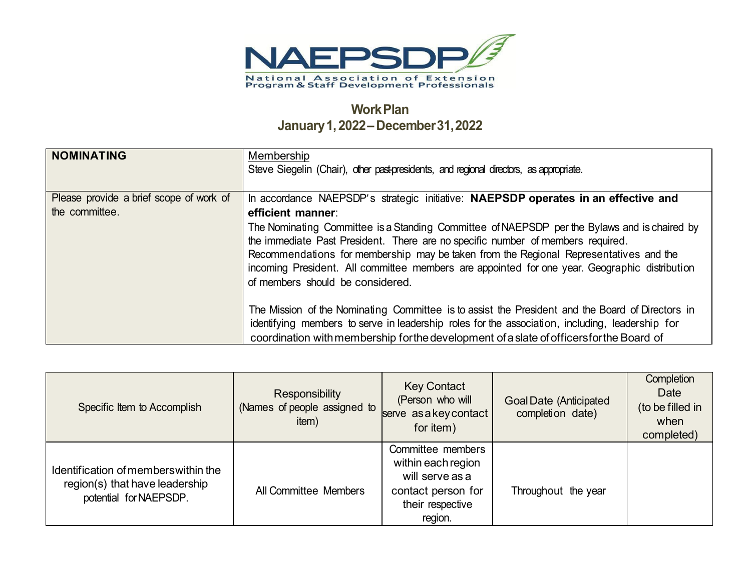# NAEPSDP

National Association of Extension Program & Staff Development Professionals

## Work Plan
## January 1, 2022 – December 31, 2022

| **NOMINATING** | Membership<br>Steve Siegelin (Chair), other past-presidents, and regional directors, as appropriate. |
|---|---|
| Please provide a brief scope of work of the committee. | In accordance NAEPSDP's strategic initiative: **NAEPSDP operates in an effective and efficient manner**:<br>The Nominating Committee is a Standing Committee of NAEPSDP per the Bylaws and is chaired by the immediate Past President. There are no specific number of members required. Recommendations for membership may be taken from the Regional Representatives and the incoming President. All committee members are appointed for one year. Geographic distribution of members should be considered.<br><br>The Mission of the Nominating Committee is to assist the President and the Board of Directors in identifying members to serve in leadership roles for the association, including, leadership for coordination with membership for the development of a slate of officers for the Board of |

| Specific Item to Accomplish | Responsibility (Names of people assigned to item) | Key Contact (Person who will serve as a key contact for item) | Goal Date (Anticipated completion date) | Completion Date (to be filled in when completed) |
|---|---|---|---|---|
| Identification of members within the region(s) that have leadership potential for NAEPSDP. | All Committee Members | Committee members within each region will serve as a contact person for their respective region. | Throughout the year | |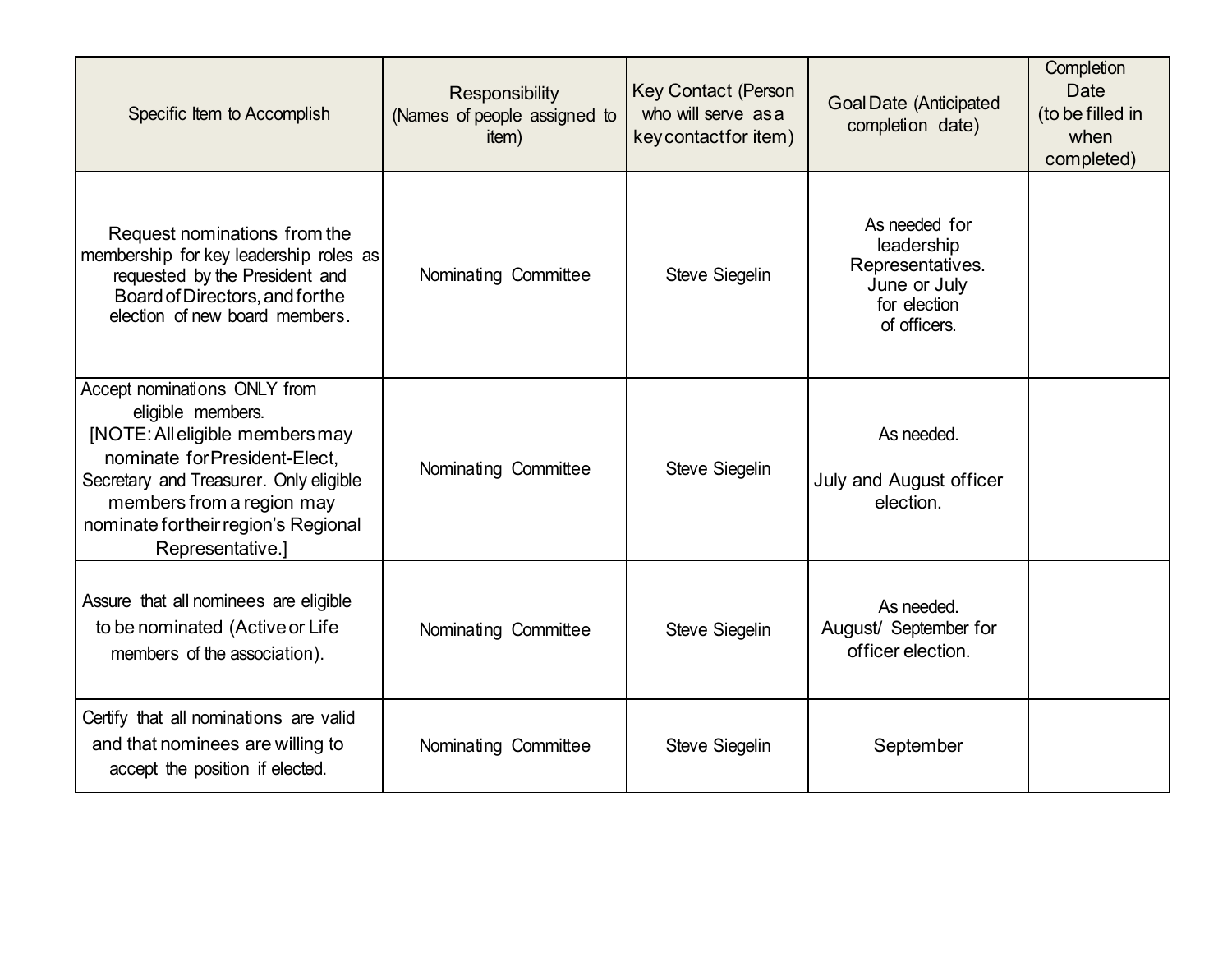| Specific Item to Accomplish | Responsibility (Names of people assigned to item) | Key Contact (Person who will serve as a key contact for item) | Goal Date (Anticipated completion date) | Completion Date (to be filled in when completed) |
|---|---|---|---|---|
| Request nominations from the membership for key leadership roles as requested by the President and Board of Directors, and for the election of new board members. | Nominating Committee | Steve Siegelin | As needed for leadership Representatives. June or July for election of officers. | |
| Accept nominations ONLY from eligible members. [NOTE: All eligible members may nominate for President-Elect, Secretary and Treasurer. Only eligible members from a region may nominate for their region's Regional Representative.] | Nominating Committee | Steve Siegelin | As needed. July and August officer election. | |
| Assure that all nominees are eligible to be nominated (Active or Life members of the association). | Nominating Committee | Steve Siegelin | As needed. August/ September for officer election. | |
| Certify that all nominations are valid and that nominees are willing to accept the position if elected. | Nominating Committee | Steve Siegelin | September | |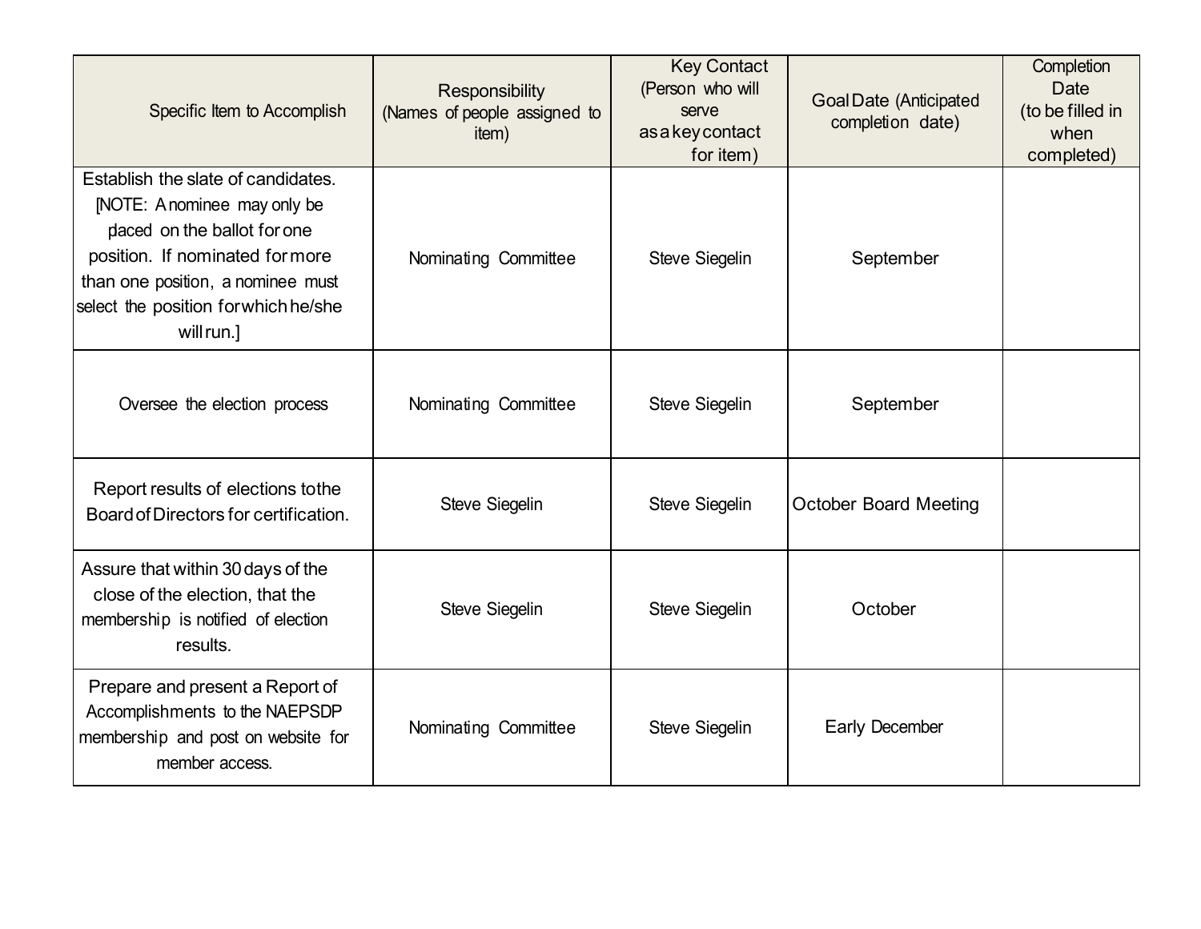| Specific Item to Accomplish | Responsibility (Names of people assigned to item) | Key Contact (Person who will serve as a key contact for item) | Goal Date (Anticipated completion date) | Completion Date (to be filled in when completed) |
|---|---|---|---|---|
| Establish the slate of candidates. [NOTE: A nominee may only be placed on the ballot for one position. If nominated for more than one position, a nominee must select the position for which he/she will run.] | Nominating Committee | Steve Siegelin | September | |
| Oversee the election process | Nominating Committee | Steve Siegelin | September | |
| Report results of elections to the Board of Directors for certification. | Steve Siegelin | Steve Siegelin | October Board Meeting | |
| Assure that within 30 days of the close of the election, that the membership is notified of election results. | Steve Siegelin | Steve Siegelin | October | |
| Prepare and present a Report of Accomplishments to the NAEPSDP membership and post on website for member access. | Nominating Committee | Steve Siegelin | Early December | |